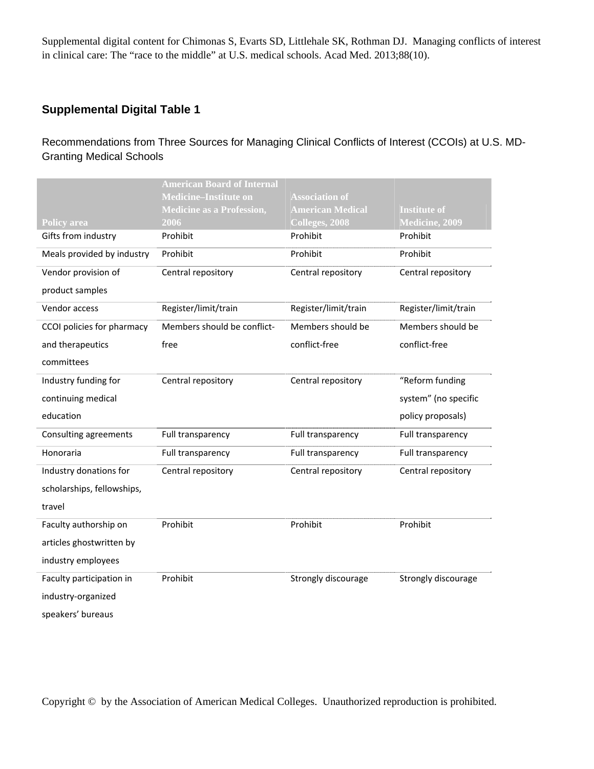Supplemental digital content for Chimonas S, Evarts SD, Littlehale SK, Rothman DJ. Managing conflicts of interest in clinical care: The "race to the middle" at U.S. medical schools. Acad Med. 2013;88(10).

## Supplemental Digital Table 1

Recommendations from Three Sources for Managing Clinical Conflicts of Interest (CCOIs) at U.S. MD-Granting Medical Schools

| Policy area | American Board of Internal Medicine–Institute on Medicine as a Profession, 2006 | Association of American Medical Colleges, 2008 | Institute of Medicine, 2009 |
|---|---|---|---|
| Gifts from industry | Prohibit | Prohibit | Prohibit |
| Meals provided by industry | Prohibit | Prohibit | Prohibit |
| Vendor provision of product samples | Central repository | Central repository | Central repository |
| Vendor access | Register/limit/train | Register/limit/train | Register/limit/train |
| CCOI policies for pharmacy and therapeutics committees | Members should be conflict-free | Members should be conflict-free | Members should be conflict-free |
| Industry funding for continuing medical education | Central repository | Central repository | "Reform funding system" (no specific policy proposals) |
| Consulting agreements | Full transparency | Full transparency | Full transparency |
| Honoraria | Full transparency | Full transparency | Full transparency |
| Industry donations for scholarships, fellowships, travel | Central repository | Central repository | Central repository |
| Faculty authorship on articles ghostwritten by industry employees | Prohibit | Prohibit | Prohibit |
| Faculty participation in industry-organized speakers' bureaus | Prohibit | Strongly discourage | Strongly discourage |

Copyright © by the Association of American Medical Colleges. Unauthorized reproduction is prohibited.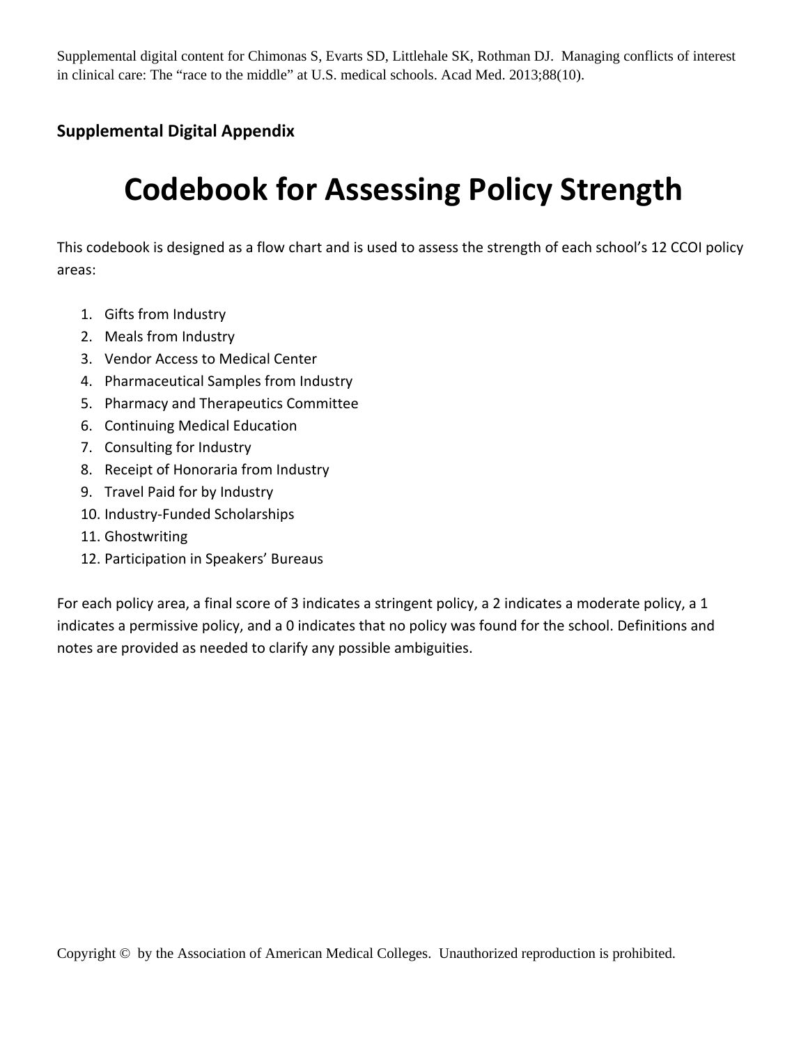Supplemental digital content for Chimonas S, Evarts SD, Littlehale SK, Rothman DJ. Managing conflicts of interest in clinical care: The "race to the middle" at U.S. medical schools. Acad Med. 2013;88(10).

**Supplemental Digital Appendix**

# Codebook for Assessing Policy Strength

This codebook is designed as a flow chart and is used to assess the strength of each school's 12 CCOI policy areas:

1. Gifts from Industry
2. Meals from Industry
3. Vendor Access to Medical Center
4. Pharmaceutical Samples from Industry
5. Pharmacy and Therapeutics Committee
6. Continuing Medical Education
7. Consulting for Industry
8. Receipt of Honoraria from Industry
9. Travel Paid for by Industry
10. Industry-Funded Scholarships
11. Ghostwriting
12. Participation in Speakers' Bureaus

For each policy area, a final score of 3 indicates a stringent policy, a 2 indicates a moderate policy, a 1 indicates a permissive policy, and a 0 indicates that no policy was found for the school. Definitions and notes are provided as needed to clarify any possible ambiguities.

Copyright © by the Association of American Medical Colleges. Unauthorized reproduction is prohibited.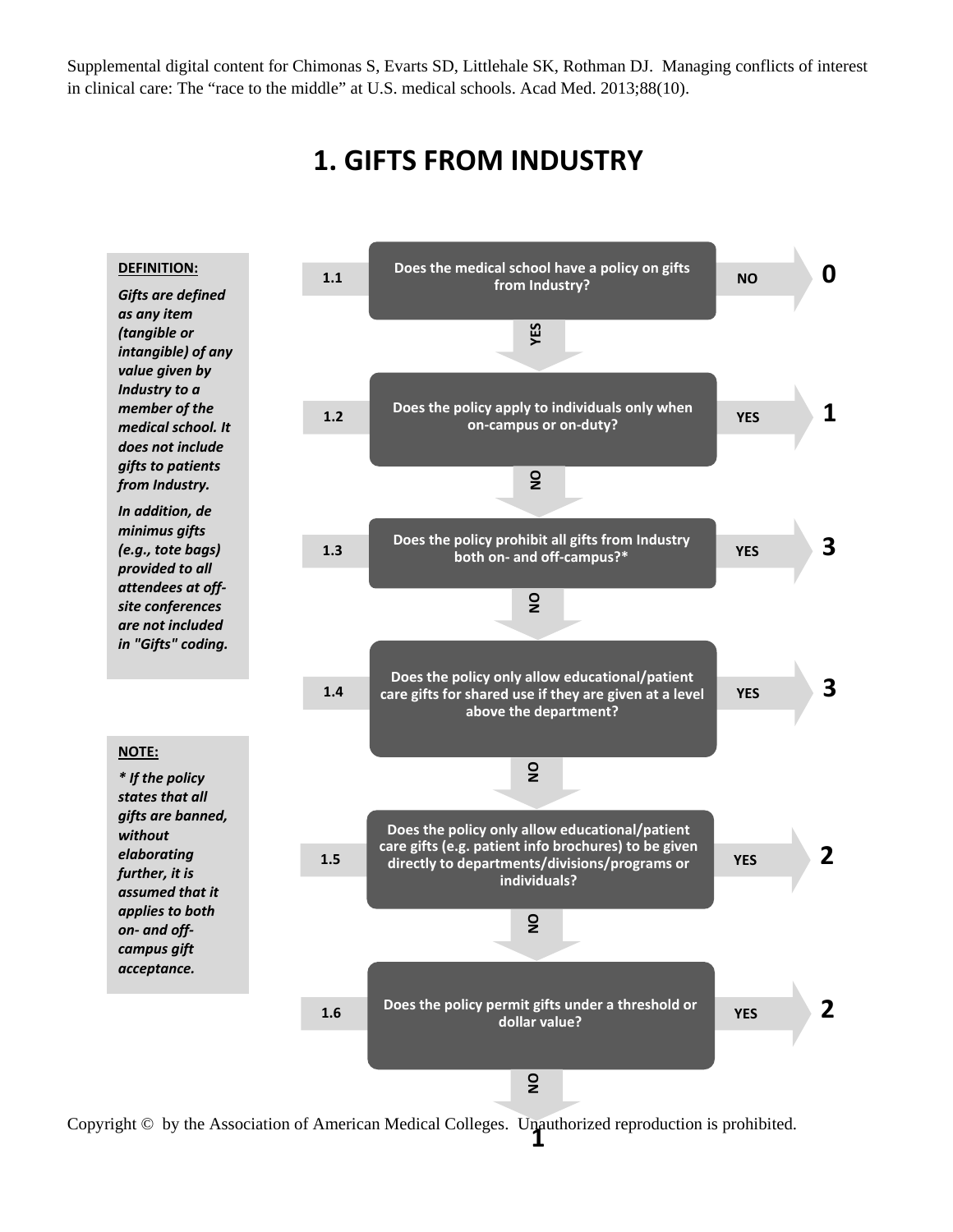Supplemental digital content for Chimonas S, Evarts SD, Littlehale SK, Rothman DJ. Managing conflicts of interest in clinical care: The "race to the middle" at U.S. medical schools. Acad Med. 2013;88(10).

# 1. GIFTS FROM INDUSTRY

**DEFINITION:**

***Gifts are defined as any item (tangible or intangible) of any value given by Industry to a member of the medical school. It does not include gifts to patients from Industry.***

***In addition, de minimus gifts (e.g., tote bags) provided to all attendees at off-site conferences are not included in "Gifts" coding.***

**NOTE:**

***\* If the policy states that all gifts are banned, without elaborating further, it is assumed that it applies to both on- and off-campus gift acceptance.***

| Step | Question | Answer | Score |
|---|---|---|---|
| 1.1 | Does the medical school have a policy on gifts from Industry? | NO | 0 |
| | | YES → 1.2 | |
| 1.2 | Does the policy apply to individuals only when on-campus or on-duty? | YES | 1 |
| | | NO → 1.3 | |
| 1.3 | Does the policy prohibit all gifts from Industry both on- and off-campus?* | YES | 3 |
| | | NO → 1.4 | |
| 1.4 | Does the policy only allow educational/patient care gifts for shared use if they are given at a level above the department? | YES | 3 |
| | | NO → 1.5 | |
| 1.5 | Does the policy only allow educational/patient care gifts (e.g. patient info brochures) to be given directly to departments/divisions/programs or individuals? | YES | 2 |
| | | NO → 1.6 | |
| 1.6 | Does the policy permit gifts under a threshold or dollar value? | YES | 2 |
| | | NO | 1 |

Copyright © by the Association of American Medical Colleges. Unauthorized reproduction is prohibited.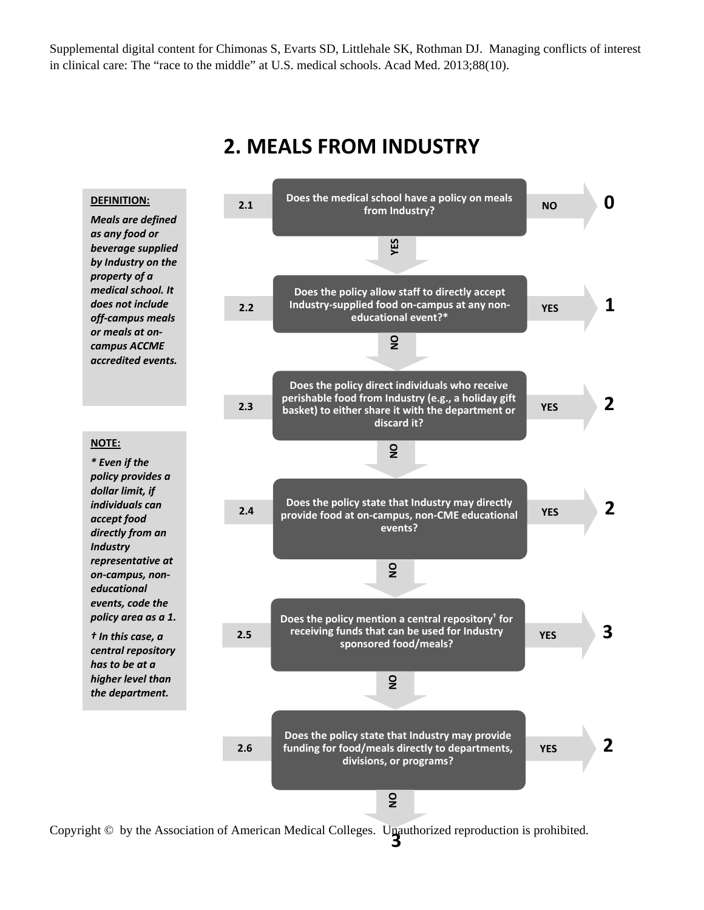# 2. MEALS FROM INDUSTRY

**DEFINITION:**

***Meals are defined as any food or beverage supplied by Industry on the property of a medical school. It does not include off-campus meals or meals at on-campus ACCME accredited events.***

**NOTE:**

***\* Even if the policy provides a dollar limit, if individuals can accept food directly from an Industry representative at on-campus, non-educational events, code the policy area as a 1.***

***† In this case, a central repository has to be at a higher level than the department.***

| Item | Question | Answer | Score |
|---|---|---|---|
| 2.1 | Does the medical school have a policy on meals from Industry? | NO | 0 |
| | | YES → 2.2 | |
| 2.2 | Does the policy allow staff to directly accept Industry-supplied food on-campus at any non-educational event?* | YES | 1 |
| | | NO → 2.3 | |
| 2.3 | Does the policy direct individuals who receive perishable food from Industry (e.g., a holiday gift basket) to either share it with the department or discard it? | YES | 2 |
| | | NO → 2.4 | |
| 2.4 | Does the policy state that Industry may directly provide food at on-campus, non-CME educational events? | YES | 2 |
| | | NO → 2.5 | |
| 2.5 | Does the policy mention a central repository† for receiving funds that can be used for Industry sponsored food/meals? | YES | 3 |
| | | NO → 2.6 | |
| 2.6 | Does the policy state that Industry may provide funding for food/meals directly to departments, divisions, or programs? | YES | 2 |
| | | NO | 3 |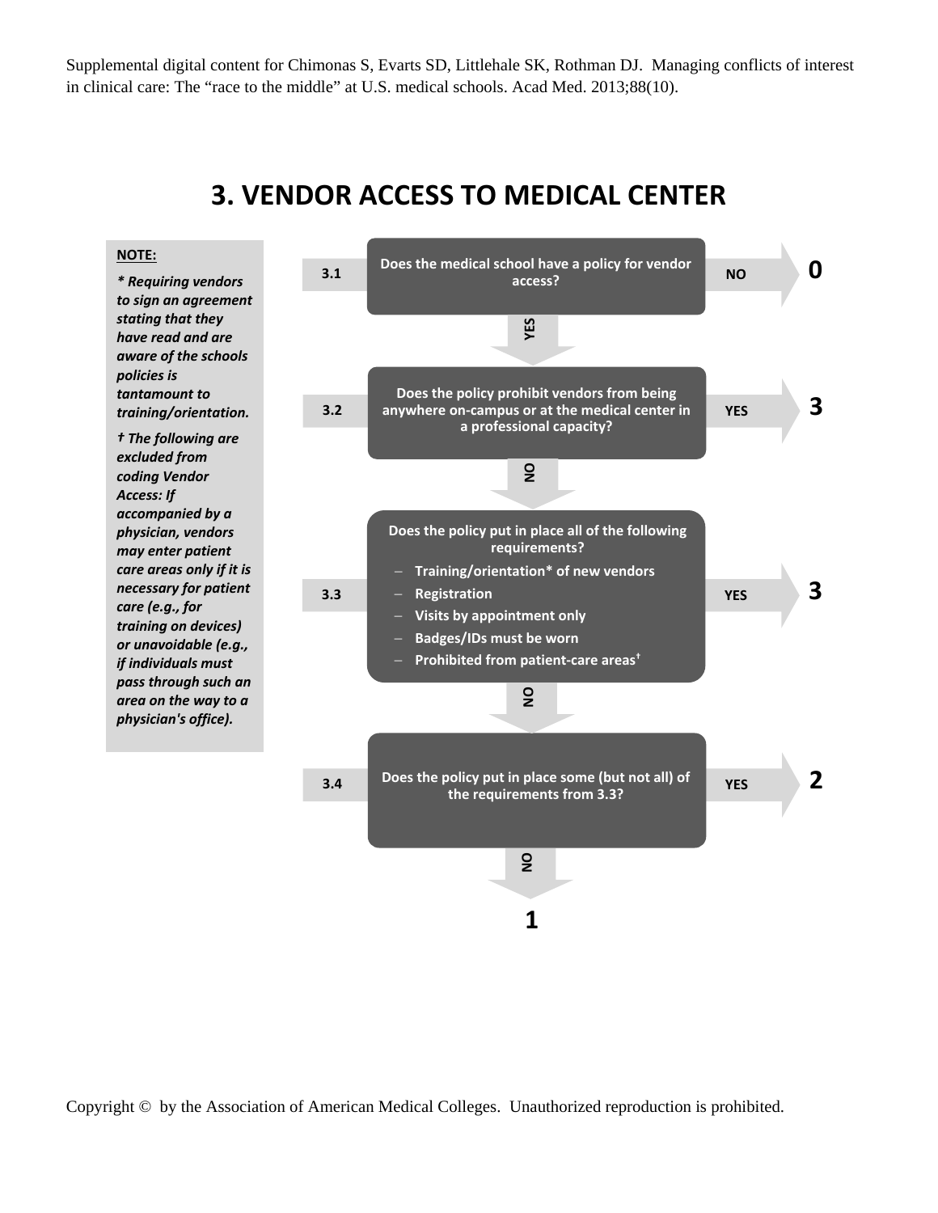Supplemental digital content for Chimonas S, Evarts SD, Littlehale SK, Rothman DJ. Managing conflicts of interest in clinical care: The "race to the middle" at U.S. medical schools. Acad Med. 2013;88(10).

# 3. VENDOR ACCESS TO MEDICAL CENTER

**NOTE:**

***\* Requiring vendors to sign an agreement stating that they have read and are aware of the schools policies is tantamount to training/orientation.***

***† The following are excluded from coding Vendor Access: If accompanied by a physician, vendors may enter patient care areas only if it is necessary for patient care (e.g., for training on devices) or unavoidable (e.g., if individuals must pass through such an area on the way to a physician's office).***

**3.1** Does the medical school have a policy for vendor access?
- NO → **0**
- YES → 3.2

**3.2** Does the policy prohibit vendors from being anywhere on-campus or at the medical center in a professional capacity?
- YES → **3**
- NO → 3.3

**3.3** Does the policy put in place all of the following requirements?
- Training/orientation* of new vendors
- Registration
- Visits by appointment only
- Badges/IDs must be worn
- Prohibited from patient-care areas†

- YES → **3**
- NO → 3.4

**3.4** Does the policy put in place some (but not all) of the requirements from 3.3?
- YES → **2**
- NO → **1**

Copyright © by the Association of American Medical Colleges. Unauthorized reproduction is prohibited.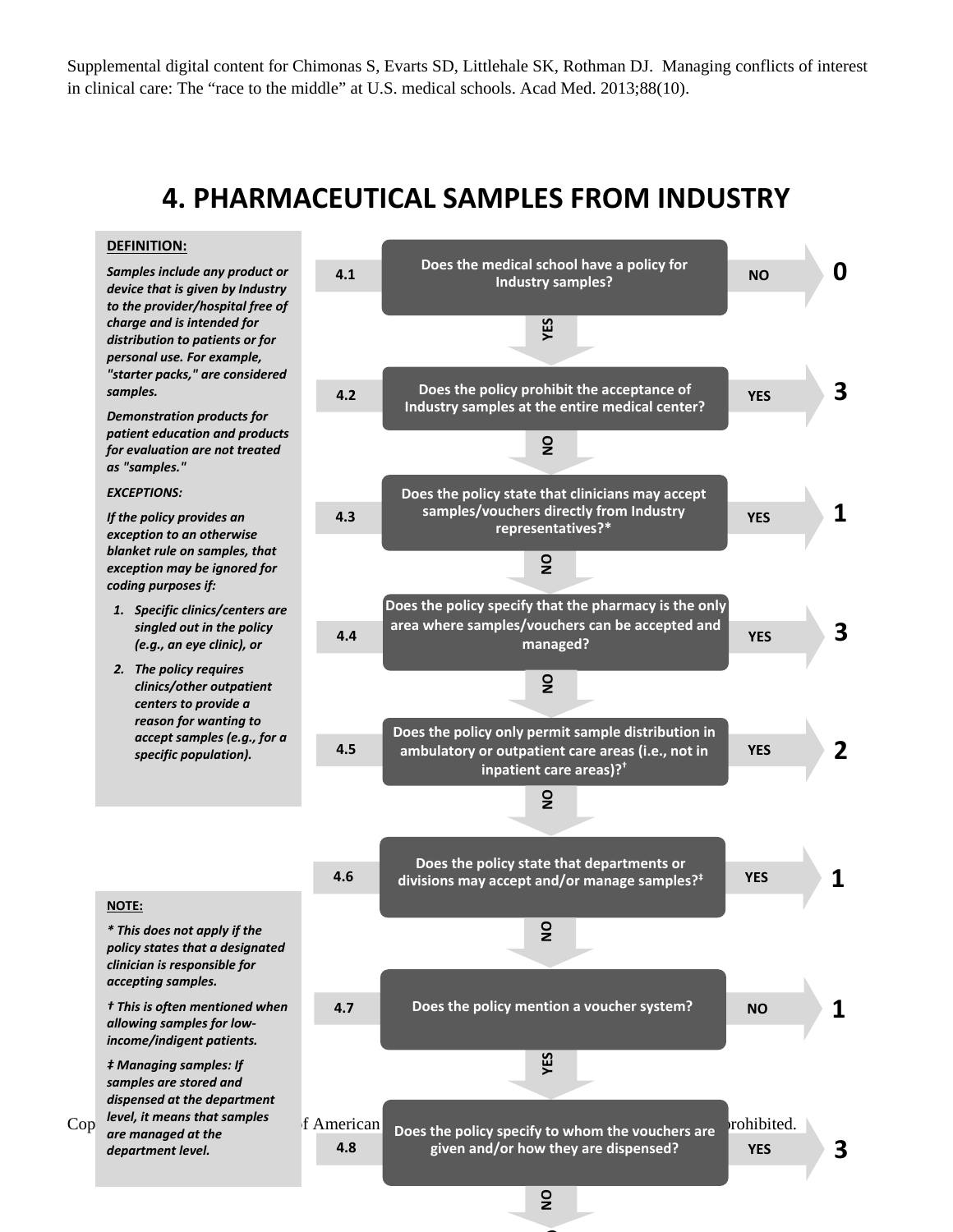Supplemental digital content for Chimonas S, Evarts SD, Littlehale SK, Rothman DJ. Managing conflicts of interest in clinical care: The "race to the middle" at U.S. medical schools. Acad Med. 2013;88(10).

# 4. PHARMACEUTICAL SAMPLES FROM INDUSTRY

**DEFINITION:**

***Samples include any product or device that is given by Industry to the provider/hospital free of charge and is intended for distribution to patients or for personal use. For example, "starter packs," are considered samples.***

***Demonstration products for patient education and products for evaluation are not treated as "samples."***

***EXCEPTIONS:***

***If the policy provides an exception to an otherwise blanket rule on samples, that exception may be ignored for coding purposes if:***

1. ***Specific clinics/centers are singled out in the policy (e.g., an eye clinic), or***
2. ***The policy requires clinics/other outpatient centers to provide a reason for wanting to accept samples (e.g., for a specific population).***

| # | Question | Answer | Score |
|---|---|---|---|
| 4.1 | Does the medical school have a policy for Industry samples? | NO | 0 |
| | (YES → 4.2) | | |
| 4.2 | Does the policy prohibit the acceptance of Industry samples at the entire medical center? | YES | 3 |
| | (NO → 4.3) | | |
| 4.3 | Does the policy state that clinicians may accept samples/vouchers directly from Industry representatives?* | YES | 1 |
| | (NO → 4.4) | | |
| 4.4 | Does the policy specify that the pharmacy is the only area where samples/vouchers can be accepted and managed? | YES | 3 |
| | (NO → 4.5) | | |
| 4.5 | Does the policy only permit sample distribution in ambulatory or outpatient care areas (i.e., not in inpatient care areas)?† | YES | 2 |
| | (NO → 4.6) | | |
| 4.6 | Does the policy state that departments or divisions may accept and/or manage samples?‡ | YES | 1 |
| | (NO → 4.7) | | |
| 4.7 | Does the policy mention a voucher system? | NO | 1 |
| | (YES → 4.8) | | |
| 4.8 | Does the policy specify to whom the vouchers are given and/or how they are dispensed? | YES | 3 |
| | (NO → …) | | |

**NOTE:**

*\* This does not apply if the policy states that a designated clinician is responsible for accepting samples.*

*† This is often mentioned when allowing samples for low-income/indigent patients.*

*‡ Managing samples: If samples are stored and dispensed at the department level, it means that samples are managed at the department level.*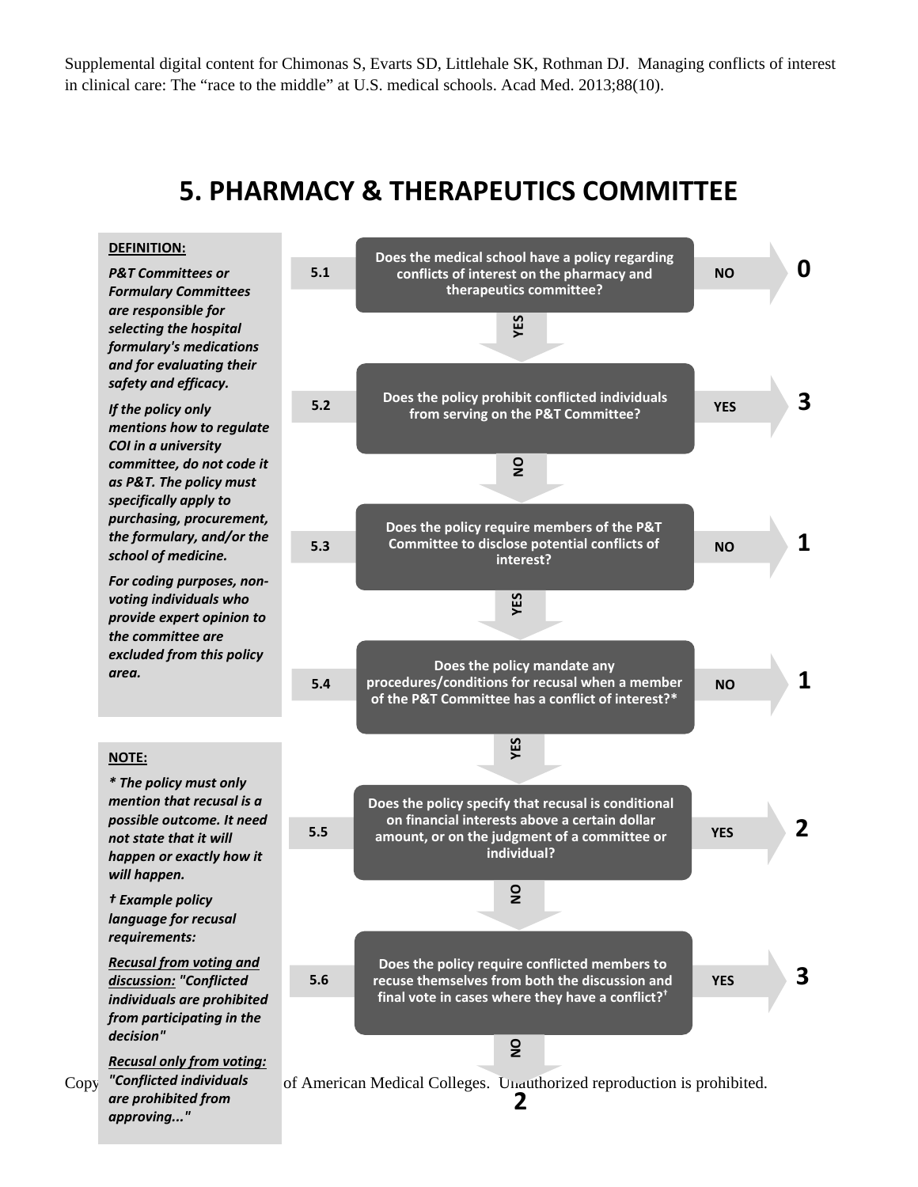Supplemental digital content for Chimonas S, Evarts SD, Littlehale SK, Rothman DJ. Managing conflicts of interest in clinical care: The "race to the middle" at U.S. medical schools. Acad Med. 2013;88(10).

# 5. PHARMACY & THERAPEUTICS COMMITTEE

**DEFINITION:**

***P&T Committees or Formulary Committees are responsible for selecting the hospital formulary's medications and for evaluating their safety and efficacy.***

***If the policy only mentions how to regulate COI in a university committee, do not code it as P&T. The policy must specifically apply to purchasing, procurement, the formulary, and/or the school of medicine.***

***For coding purposes, non-voting individuals who provide expert opinion to the committee are excluded from this policy area.***

**5.1** Does the medical school have a policy regarding conflicts of interest on the pharmacy and therapeutics committee?
- NO → **0**
- YES → 5.2

**5.2** Does the policy prohibit conflicted individuals from serving on the P&T Committee?
- YES → **3**
- NO → 5.3

**5.3** Does the policy require members of the P&T Committee to disclose potential conflicts of interest?
- NO → **1**
- YES → 5.4

**5.4** Does the policy mandate any procedures/conditions for recusal when a member of the P&T Committee has a conflict of interest?*
- NO → **1**
- YES → 5.5

**5.5** Does the policy specify that recusal is conditional on financial interests above a certain dollar amount, or on the judgment of a committee or individual?
- YES → **2**
- NO → 5.6

**5.6** Does the policy require conflicted members to recuse themselves from both the discussion and final vote in cases where they have a conflict?†
- YES → **3**
- NO → **2**

**NOTE:**

***\* The policy must only mention that recusal is a possible outcome. It need not state that it will happen or exactly how it will happen.***

***† Example policy language for recusal requirements:***

***<u>Recusal from voting and discussion:</u> "Conflicted individuals are prohibited from participating in the decision"***

***<u>Recusal only from voting:</u> "Conflicted individuals are prohibited from approving..."***

Copy... of American Medical Colleges. Unauthorized reproduction is prohibited.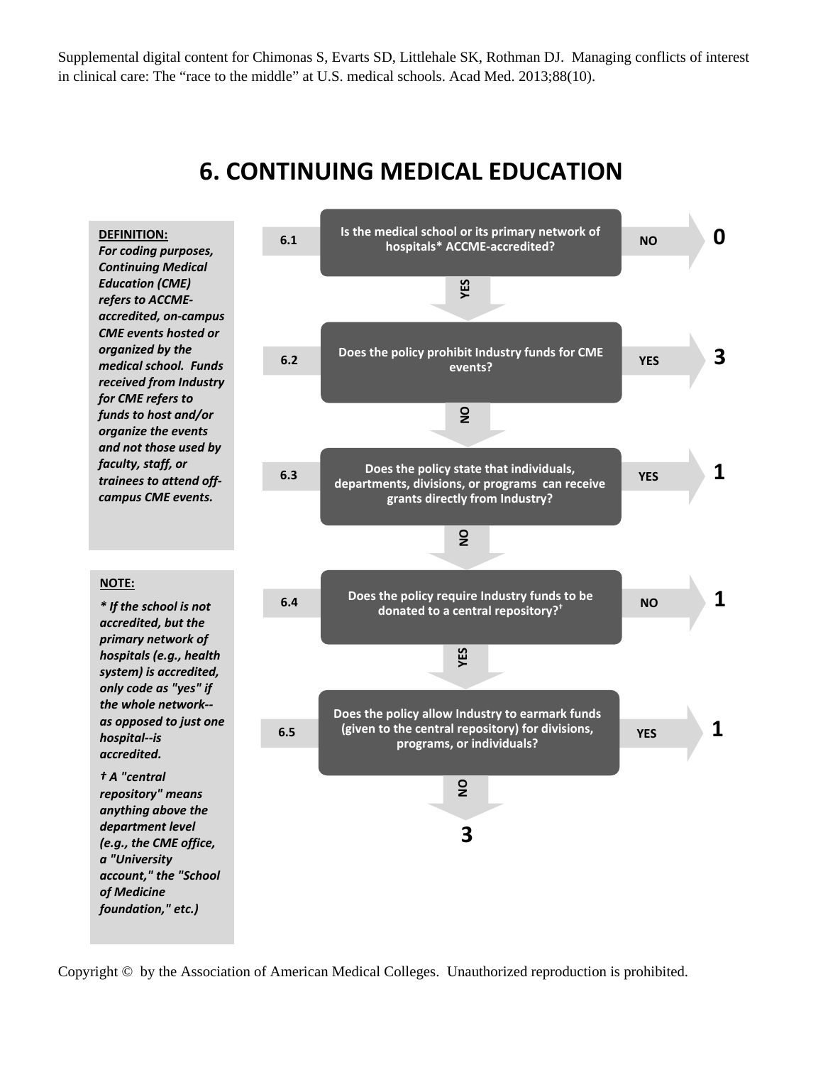Supplemental digital content for Chimonas S, Evarts SD, Littlehale SK, Rothman DJ. Managing conflicts of interest in clinical care: The "race to the middle" at U.S. medical schools. Acad Med. 2013;88(10).

# 6. CONTINUING MEDICAL EDUCATION

**DEFINITION:**
***For coding purposes, Continuing Medical Education (CME) refers to ACCME-accredited, on-campus CME events hosted or organized by the medical school. Funds received from Industry for CME refers to funds to host and/or organize the events and not those used by faculty, staff, or trainees to attend off-campus CME events.***

**6.1** Is the medical school or its primary network of hospitals* ACCME-accredited?
- NO → **0**
- YES → 6.2

**6.2** Does the policy prohibit Industry funds for CME events?
- YES → **3**
- NO → 6.3

**6.3** Does the policy state that individuals, departments, divisions, or programs can receive grants directly from Industry?
- YES → **1**
- NO → 6.4

**6.4** Does the policy require Industry funds to be donated to a central repository?†
- NO → **1**
- YES → 6.5

**6.5** Does the policy allow Industry to earmark funds (given to the central repository) for divisions, programs, or individuals?
- YES → **1**
- NO → **3**

**NOTE:**

***\* If the school is not accredited, but the primary network of hospitals (e.g., health system) is accredited, only code as "yes" if the whole network--as opposed to just one hospital--is accredited.***

***† A "central repository" means anything above the department level (e.g., the CME office, a "University account," the "School of Medicine foundation," etc.)***

Copyright © by the Association of American Medical Colleges. Unauthorized reproduction is prohibited.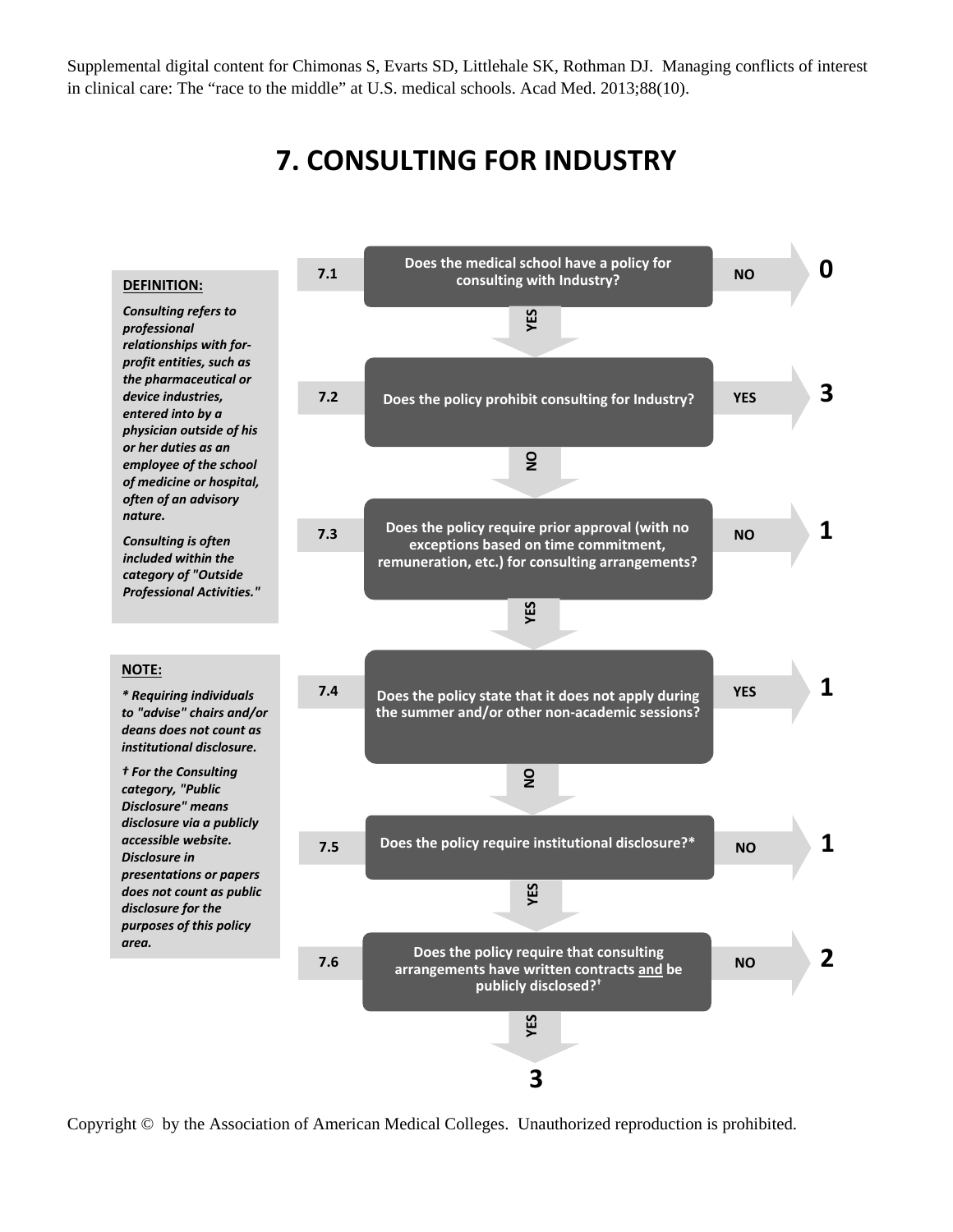Supplemental digital content for Chimonas S, Evarts SD, Littlehale SK, Rothman DJ. Managing conflicts of interest in clinical care: The "race to the middle" at U.S. medical schools. Acad Med. 2013;88(10).

# 7. CONSULTING FOR INDUSTRY

**DEFINITION:**

***Consulting refers to professional relationships with for-profit entities, such as the pharmaceutical or device industries, entered into by a physician outside of his or her duties as an employee of the school of medicine or hospital, often of an advisory nature.***

***Consulting is often included within the category of "Outside Professional Activities."***

**7.1** Does the medical school have a policy for consulting with Industry?
- NO → **0**
- YES → 7.2

**7.2** Does the policy prohibit consulting for Industry?
- YES → **3**
- NO → 7.3

**7.3** Does the policy require prior approval (with no exceptions based on time commitment, remuneration, etc.) for consulting arrangements?
- NO → **1**
- YES → 7.4

**7.4** Does the policy state that it does not apply during the summer and/or other non-academic sessions?
- YES → **1**
- NO → 7.5

**7.5** Does the policy require institutional disclosure?*
- NO → **1**
- YES → 7.6

**7.6** Does the policy require that consulting arrangements have written contracts and be publicly disclosed?†
- NO → **2**
- YES → **3**

**NOTE:**

***\* Requiring individuals to "advise" chairs and/or deans does not count as institutional disclosure.***

***† For the Consulting category, "Public Disclosure" means disclosure via a publicly accessible website. Disclosure in presentations or papers does not count as public disclosure for the purposes of this policy area.***

Copyright © by the Association of American Medical Colleges. Unauthorized reproduction is prohibited.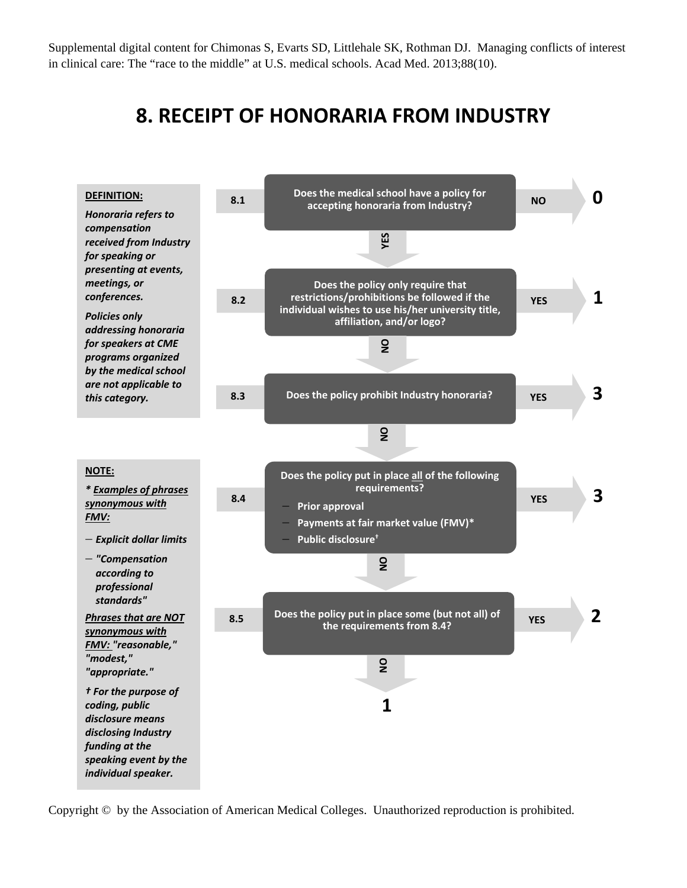Supplemental digital content for Chimonas S, Evarts SD, Littlehale SK, Rothman DJ. Managing conflicts of interest in clinical care: The "race to the middle" at U.S. medical schools. Acad Med. 2013;88(10).

# 8. RECEIPT OF HONORARIA FROM INDUSTRY

**DEFINITION:**

***Honoraria refers to compensation received from Industry for speaking or presenting at events, meetings, or conferences.***

***Policies only addressing honoraria for speakers at CME programs organized by the medical school are not applicable to this category.***

**8.1** Does the medical school have a policy for accepting honoraria from Industry?
- NO → **0**
- YES → 8.2

**8.2** Does the policy only require that restrictions/prohibitions be followed if the individual wishes to use his/her university title, affiliation, and/or logo?
- YES → **1**
- NO → 8.3

**8.3** Does the policy prohibit Industry honoraria?
- YES → **3**
- NO → 8.4

**8.4** Does the policy put in place all of the following requirements?
- Prior approval
- Payments at fair market value (FMV)*
- Public disclosure†

- YES → **3**
- NO → 8.5

**8.5** Does the policy put in place some (but not all) of the requirements from 8.4?
- YES → **2**
- NO → **1**

**NOTE:**

*** *Examples of phrases synonymous with FMV:***

- *Explicit dollar limits*
- *"Compensation according to professional standards"*

***Phrases that are NOT synonymous with FMV:*** ***"reasonable," "modest," "appropriate."***

***† For the purpose of coding, public disclosure means disclosing Industry funding at the speaking event by the individual speaker.***

Copyright © by the Association of American Medical Colleges. Unauthorized reproduction is prohibited.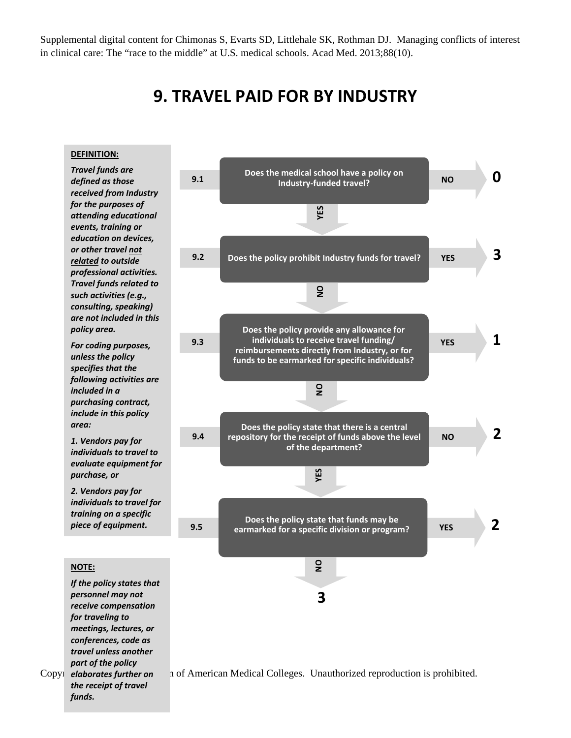Supplemental digital content for Chimonas S, Evarts SD, Littlehale SK, Rothman DJ. Managing conflicts of interest in clinical care: The "race to the middle" at U.S. medical schools. Acad Med. 2013;88(10).

# 9. TRAVEL PAID FOR BY INDUSTRY

**DEFINITION:**

***Travel funds are defined as those received from Industry for the purposes of attending educational events, training or education on devices, or other travel not related to outside professional activities. Travel funds related to such activities (e.g., consulting, speaking) are not included in this policy area.***

***For coding purposes, unless the policy specifies that the following activities are included in a purchasing contract, include in this policy area:***

***1. Vendors pay for individuals to travel to evaluate equipment for purchase, or***

***2. Vendors pay for individuals to travel for training on a specific piece of equipment.***

**9.1** Does the medical school have a policy on Industry-funded travel?
- NO → **0**
- YES → 9.2

**9.2** Does the policy prohibit Industry funds for travel?
- YES → **3**
- NO → 9.3

**9.3** Does the policy provide any allowance for individuals to receive travel funding/ reimbursements directly from Industry, or for funds to be earmarked for specific individuals?
- YES → **1**
- NO → 9.4

**9.4** Does the policy state that there is a central repository for the receipt of funds above the level of the department?
- NO → **2**
- YES → 9.5

**9.5** Does the policy state that funds may be earmarked for a specific division or program?
- YES → **2**
- NO → **3**

**NOTE:**

***If the policy states that personnel may not receive compensation for traveling to meetings, lectures, or conferences, code as travel unless another part of the policy elaborates further on the receipt of travel funds.***

Copyright Association of American Medical Colleges. Unauthorized reproduction is prohibited.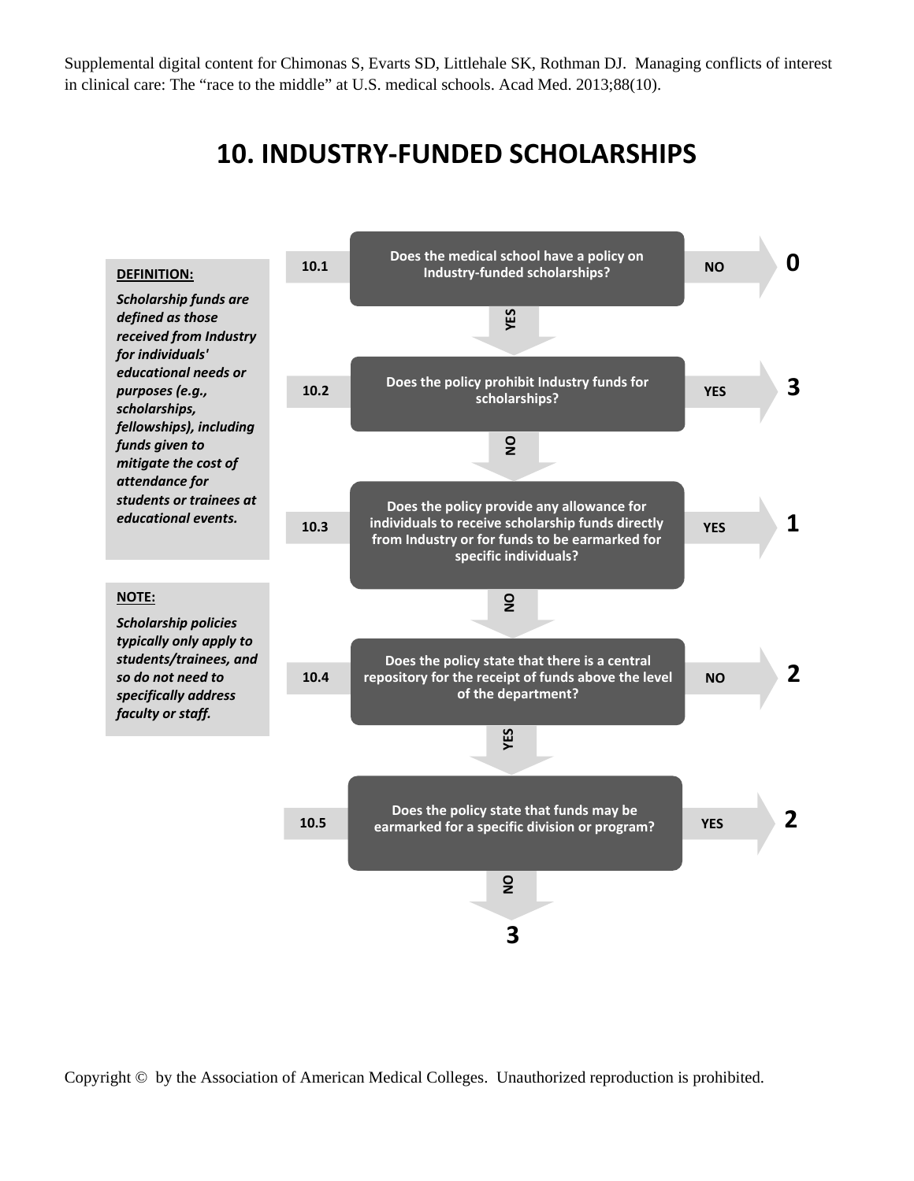Supplemental digital content for Chimonas S, Evarts SD, Littlehale SK, Rothman DJ. Managing conflicts of interest in clinical care: The "race to the middle" at U.S. medical schools. Acad Med. 2013;88(10).

# 10. INDUSTRY-FUNDED SCHOLARSHIPS

**DEFINITION:**

***Scholarship funds are defined as those received from Industry for individuals' educational needs or purposes (e.g., scholarships, fellowships), including funds given to mitigate the cost of attendance for students or trainees at educational events.***

**NOTE:**

***Scholarship policies typically only apply to students/trainees, and so do not need to specifically address faculty or staff.***

**10.1** Does the medical school have a policy on Industry-funded scholarships?
- NO → **0**
- YES → 10.2

**10.2** Does the policy prohibit Industry funds for scholarships?
- YES → **3**
- NO → 10.3

**10.3** Does the policy provide any allowance for individuals to receive scholarship funds directly from Industry or for funds to be earmarked for specific individuals?
- YES → **1**
- NO → 10.4

**10.4** Does the policy state that there is a central repository for the receipt of funds above the level of the department?
- NO → **2**
- YES → 10.5

**10.5** Does the policy state that funds may be earmarked for a specific division or program?
- YES → **2**
- NO → **3**

Copyright © by the Association of American Medical Colleges. Unauthorized reproduction is prohibited.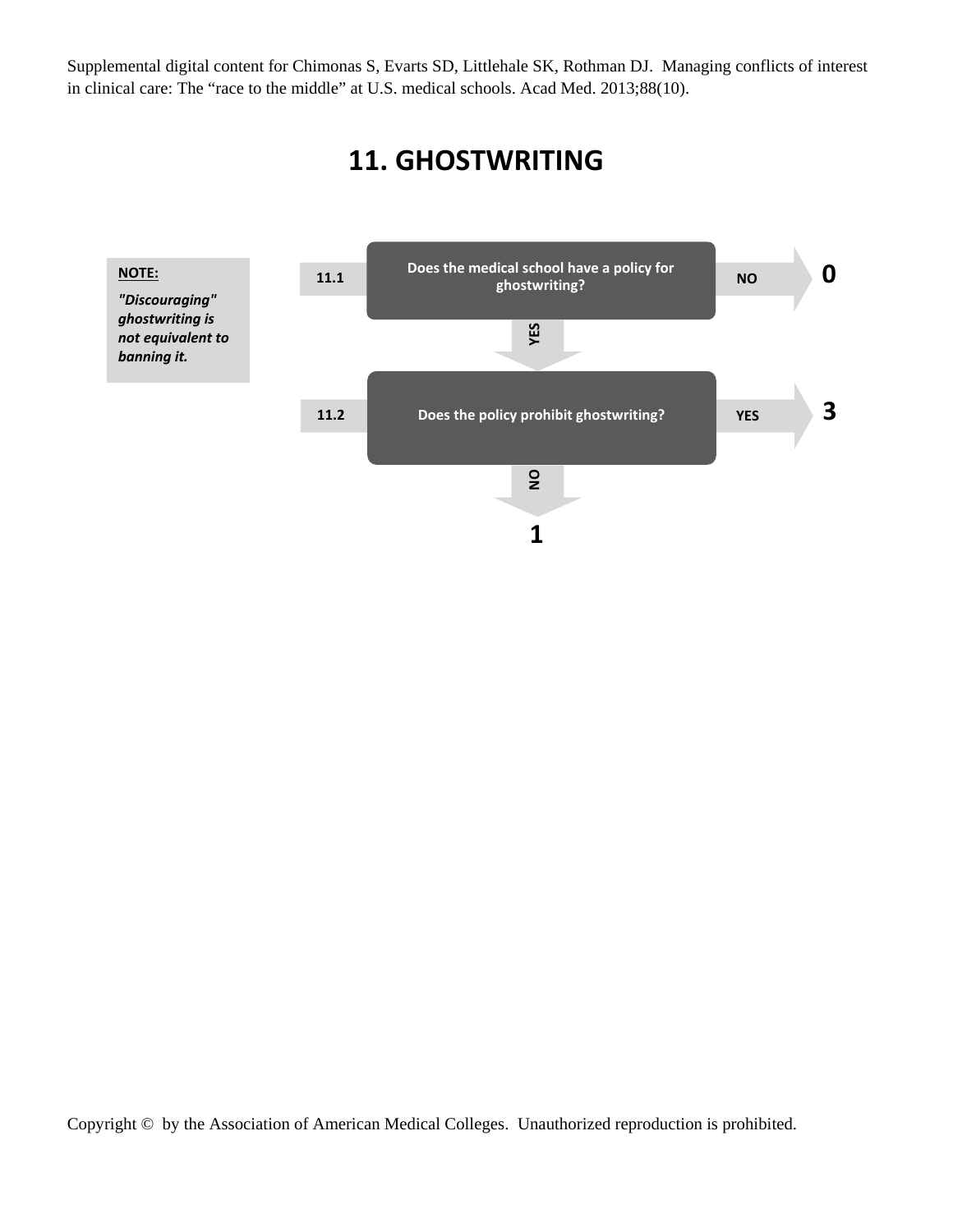Supplemental digital content for Chimonas S, Evarts SD, Littlehale SK, Rothman DJ. Managing conflicts of interest in clinical care: The "race to the middle" at U.S. medical schools. Acad Med. 2013;88(10).

# 11. GHOSTWRITING

**NOTE:**

***"Discouraging" ghostwriting is not equivalent to banning it.***

**11.1** Does the medical school have a policy for ghostwriting?
- NO → **0**
- YES → 11.2

**11.2** Does the policy prohibit ghostwriting?
- YES → **3**
- NO → **1**

Copyright © by the Association of American Medical Colleges. Unauthorized reproduction is prohibited.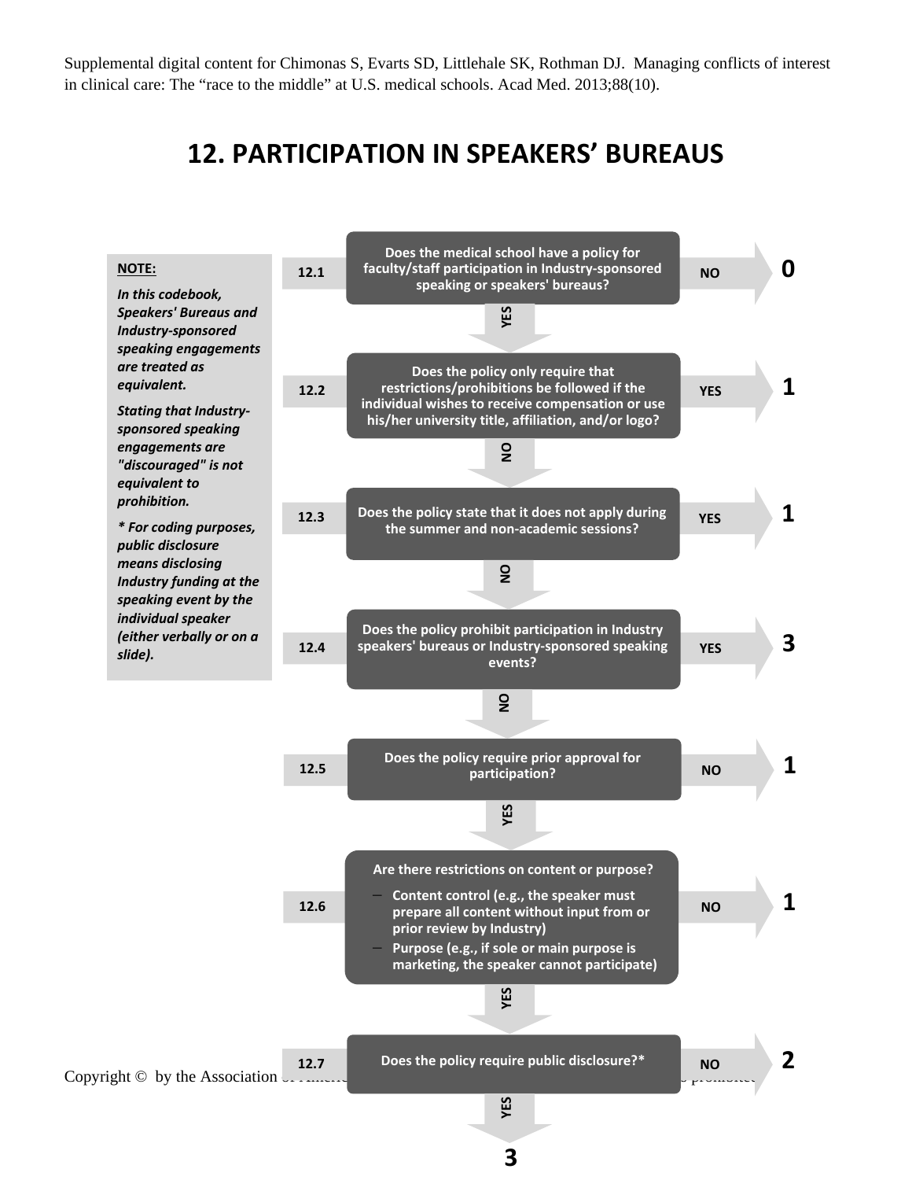Supplemental digital content for Chimonas S, Evarts SD, Littlehale SK, Rothman DJ. Managing conflicts of interest in clinical care: The "race to the middle" at U.S. medical schools. Acad Med. 2013;88(10).

# 12. PARTICIPATION IN SPEAKERS' BUREAUS

**NOTE:**

***In this codebook, Speakers' Bureaus and Industry-sponsored speaking engagements are treated as equivalent.***

***Stating that Industry-sponsored speaking engagements are "discouraged" is not equivalent to prohibition.***

***\* For coding purposes, public disclosure means disclosing Industry funding at the speaking event by the individual speaker (either verbally or on a slide).***

**12.1** Does the medical school have a policy for faculty/staff participation in Industry-sponsored speaking or speakers' bureaus?
- NO → **0**
- YES → 12.2

**12.2** Does the policy only require that restrictions/prohibitions be followed if the individual wishes to receive compensation or use his/her university title, affiliation, and/or logo?
- YES → **1**
- NO → 12.3

**12.3** Does the policy state that it does not apply during the summer and non-academic sessions?
- YES → **1**
- NO → 12.4

**12.4** Does the policy prohibit participation in Industry speakers' bureaus or Industry-sponsored speaking events?
- YES → **3**
- NO → 12.5

**12.5** Does the policy require prior approval for participation?
- NO → **1**
- YES → 12.6

**12.6** Are there restrictions on content or purpose?
- Content control (e.g., the speaker must prepare all content without input from or prior review by Industry)
- Purpose (e.g., if sole or main purpose is marketing, the speaker cannot participate)

- NO → **1**
- YES → 12.7

**12.7** Does the policy require public disclosure?*
- NO → **2**
- YES → **3**

Copyright © by the Association of American Medical Colleges. Unauthorized reproduction of this article is prohibited.